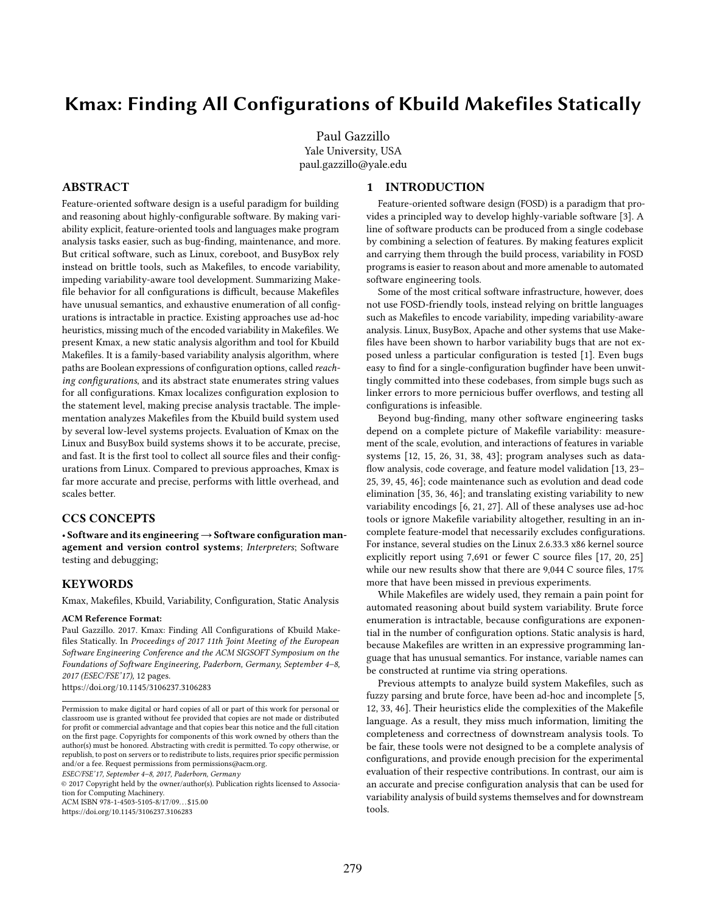# Kmax: Finding All Configurations of Kbuild Makefiles Statically

Paul Gazzillo
Yale University, USA
paul.gazzillo@yale.edu

## ABSTRACT

Feature-oriented software design is a useful paradigm for building and reasoning about highly-configurable software. By making variability explicit, feature-oriented tools and languages make program analysis tasks easier, such as bug-finding, maintenance, and more. But critical software, such as Linux, coreboot, and BusyBox rely instead on brittle tools, such as Makefiles, to encode variability, impeding variability-aware tool development. Summarizing Makefile behavior for all configurations is difficult, because Makefiles have unusual semantics, and exhaustive enumeration of all configurations is intractable in practice. Existing approaches use ad-hoc heuristics, missing much of the encoded variability in Makefiles. We present Kmax, a new static analysis algorithm and tool for Kbuild Makefiles. It is a family-based variability analysis algorithm, where paths are Boolean expressions of configuration options, called *reaching configurations*, and its abstract state enumerates string values for all configurations. Kmax localizes configuration explosion to the statement level, making precise analysis tractable. The implementation analyzes Makefiles from the Kbuild build system used by several low-level systems projects. Evaluation of Kmax on the Linux and BusyBox build systems shows it to be accurate, precise, and fast. It is the first tool to collect all source files and their configurations from Linux. Compared to previous approaches, Kmax is far more accurate and precise, performs with little overhead, and scales better.

## CCS CONCEPTS

• **Software and its engineering → Software configuration management and version control systems**; *Interpreters*; Software testing and debugging;

## KEYWORDS

Kmax, Makefiles, Kbuild, Variability, Configuration, Static Analysis

**ACM Reference Format:**

Paul Gazzillo. 2017. Kmax: Finding All Configurations of Kbuild Makefiles Statically. In *Proceedings of 2017 11th Joint Meeting of the European Software Engineering Conference and the ACM SIGSOFT Symposium on the Foundations of Software Engineering, Paderborn, Germany, September 4–8, 2017 (ESEC/FSE'17),* 12 pages.
https://doi.org/10.1145/3106237.3106283

Permission to make digital or hard copies of all or part of this work for personal or classroom use is granted without fee provided that copies are not made or distributed for profit or commercial advantage and that copies bear this notice and the full citation on the first page. Copyrights for components of this work owned by others than the author(s) must be honored. Abstracting with credit is permitted. To copy otherwise, or republish, to post on servers or to redistribute to lists, requires prior specific permission and/or a fee. Request permissions from permissions@acm.org.
*ESEC/FSE'17, September 4–8, 2017, Paderborn, Germany*
© 2017 Copyright held by the owner/author(s). Publication rights licensed to Association for Computing Machinery.
ACM ISBN 978-1-4503-5105-8/17/09…$15.00
https://doi.org/10.1145/3106237.3106283

## 1 INTRODUCTION

Feature-oriented software design (FOSD) is a paradigm that provides a principled way to develop highly-variable software [3]. A line of software products can be produced from a single codebase by combining a selection of features. By making features explicit and carrying them through the build process, variability in FOSD programs is easier to reason about and more amenable to automated software engineering tools.

Some of the most critical software infrastructure, however, does not use FOSD-friendly tools, instead relying on brittle languages such as Makefiles to encode variability, impeding variability-aware analysis. Linux, BusyBox, Apache and other systems that use Makefiles have been shown to harbor variability bugs that are not exposed unless a particular configuration is tested [1]. Even bugs easy to find for a single-configuration bugfinder have been unwittingly committed into these codebases, from simple bugs such as linker errors to more pernicious buffer overflows, and testing all configurations is infeasible.

Beyond bug-finding, many other software engineering tasks depend on a complete picture of Makefile variability: measurement of the scale, evolution, and interactions of features in variable systems [12, 15, 26, 31, 38, 43]; program analyses such as dataflow analysis, code coverage, and feature model validation [13, 23–25, 39, 45, 46]; code maintenance such as evolution and dead code elimination [35, 36, 46]; and translating existing variability to new variability encodings [6, 21, 27]. All of these analyses use ad-hoc tools or ignore Makefile variability altogether, resulting in an incomplete feature-model that necessarily excludes configurations. For instance, several studies on the Linux 2.6.33.3 x86 kernel source explicitly report using 7,691 or fewer C source files [17, 20, 25] while our new results show that there are 9,044 C source files, 17% more that have been missed in previous experiments.

While Makefiles are widely used, they remain a pain point for automated reasoning about build system variability. Brute force enumeration is intractable, because configurations are exponential in the number of configuration options. Static analysis is hard, because Makefiles are written in an expressive programming language that has unusual semantics. For instance, variable names can be constructed at runtime via string operations.

Previous attempts to analyze build system Makefiles, such as fuzzy parsing and brute force, have been ad-hoc and incomplete [5, 12, 33, 46]. Their heuristics elide the complexities of the Makefile language. As a result, they miss much information, limiting the completeness and correctness of downstream analysis tools. To be fair, these tools were not designed to be a complete analysis of configurations, and provide enough precision for the experimental evaluation of their respective contributions. In contrast, our aim is an accurate and precise configuration analysis that can be used for variability analysis of build systems themselves and for downstream tools.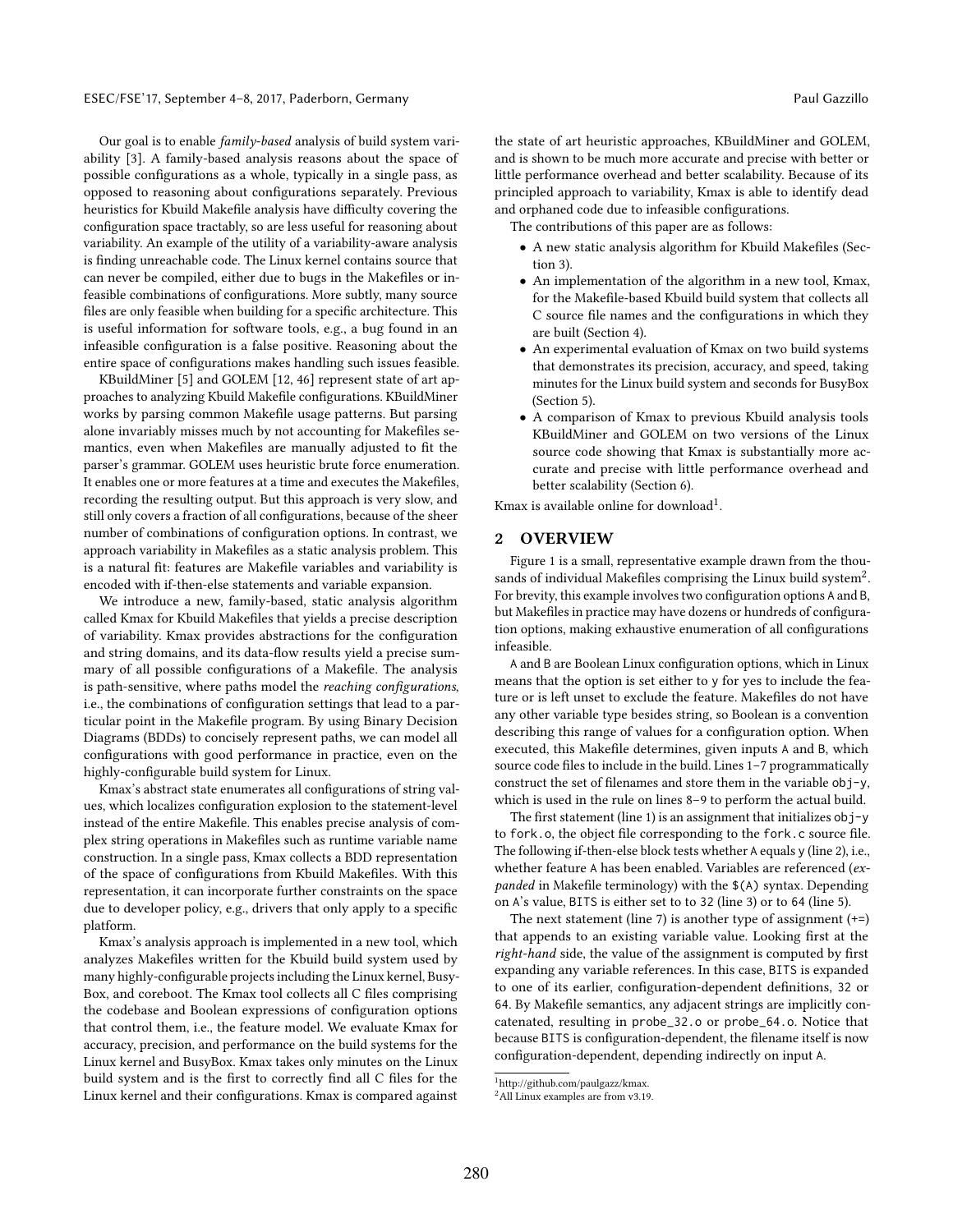Our goal is to enable *family-based* analysis of build system variability [3]. A family-based analysis reasons about the space of possible configurations as a whole, typically in a single pass, as opposed to reasoning about configurations separately. Previous heuristics for Kbuild Makefile analysis have difficulty covering the configuration space tractably, so are less useful for reasoning about variability. An example of the utility of a variability-aware analysis is finding unreachable code. The Linux kernel contains source that can never be compiled, either due to bugs in the Makefiles or infeasible combinations of configurations. More subtly, many source files are only feasible when building for a specific architecture. This is useful information for software tools, e.g., a bug found in an infeasible configuration is a false positive. Reasoning about the entire space of configurations makes handling such issues feasible.

KBuildMiner [5] and GOLEM [12, 46] represent state of art approaches to analyzing Kbuild Makefile configurations. KBuildMiner works by parsing common Makefile usage patterns. But parsing alone invariably misses much by not accounting for Makefiles semantics, even when Makefiles are manually adjusted to fit the parser's grammar. GOLEM uses heuristic brute force enumeration. It enables one or more features at a time and executes the Makefiles, recording the resulting output. But this approach is very slow, and still only covers a fraction of all configurations, because of the sheer number of combinations of configuration options. In contrast, we approach variability in Makefiles as a static analysis problem. This is a natural fit: features are Makefile variables and variability is encoded with if-then-else statements and variable expansion.

We introduce a new, family-based, static analysis algorithm called Kmax for Kbuild Makefiles that yields a precise description of variability. Kmax provides abstractions for the configuration and string domains, and its data-flow results yield a precise summary of all possible configurations of a Makefile. The analysis is path-sensitive, where paths model the *reaching configurations*, i.e., the combinations of configuration settings that lead to a particular point in the Makefile program. By using Binary Decision Diagrams (BDDs) to concisely represent paths, we can model all configurations with good performance in practice, even on the highly-configurable build system for Linux.

Kmax's abstract state enumerates all configurations of string values, which localizes configuration explosion to the statement-level instead of the entire Makefile. This enables precise analysis of complex string operations in Makefiles such as runtime variable name construction. In a single pass, Kmax collects a BDD representation of the space of configurations from Kbuild Makefiles. With this representation, it can incorporate further constraints on the space due to developer policy, e.g., drivers that only apply to a specific platform.

Kmax's analysis approach is implemented in a new tool, which analyzes Makefiles written for the Kbuild build system used by many highly-configurable projects including the Linux kernel, BusyBox, and coreboot. The Kmax tool collects all C files comprising the codebase and Boolean expressions of configuration options that control them, i.e., the feature model. We evaluate Kmax for accuracy, precision, and performance on the build systems for the Linux kernel and BusyBox. Kmax takes only minutes on the Linux build system and is the first to correctly find all C files for the Linux kernel and their configurations. Kmax is compared against the state of art heuristic approaches, KBuildMiner and GOLEM, and is shown to be much more accurate and precise with better or little performance overhead and better scalability. Because of its principled approach to variability, Kmax is able to identify dead and orphaned code due to infeasible configurations.

The contributions of this paper are as follows:

- A new static analysis algorithm for Kbuild Makefiles (Section 3).
- An implementation of the algorithm in a new tool, Kmax, for the Makefile-based Kbuild build system that collects all C source file names and the configurations in which they are built (Section 4).
- An experimental evaluation of Kmax on two build systems that demonstrates its precision, accuracy, and speed, taking minutes for the Linux build system and seconds for BusyBox (Section 5).
- A comparison of Kmax to previous Kbuild analysis tools KBuildMiner and GOLEM on two versions of the Linux source code showing that Kmax is substantially more accurate and precise with little performance overhead and better scalability (Section 6).

Kmax is available online for download[1].

## 2 OVERVIEW

Figure 1 is a small, representative example drawn from the thousands of individual Makefiles comprising the Linux build system[2]. For brevity, this example involves two configuration options A and B, but Makefiles in practice may have dozens or hundreds of configuration options, making exhaustive enumeration of all configurations infeasible.

A and B are Boolean Linux configuration options, which in Linux means that the option is set either to y for yes to include the feature or is left unset to exclude the feature. Makefiles do not have any other variable type besides string, so Boolean is a convention describing this range of values for a configuration option. When executed, this Makefile determines, given inputs A and B, which source code files to include in the build. Lines 1–7 programmatically construct the set of filenames and store them in the variable obj-y, which is used in the rule on lines 8–9 to perform the actual build.

The first statement (line 1) is an assignment that initializes obj-y to fork.o, the object file corresponding to the fork.c source file. The following if-then-else block tests whether A equals y (line 2), i.e., whether feature A has been enabled. Variables are referenced (*expanded* in Makefile terminology) with the $(A) syntax. Depending on A's value, BITS is either set to to 32 (line 3) or to 64 (line 5).

The next statement (line 7) is another type of assignment (+=) that appends to an existing variable value. Looking first at the *right-hand* side, the value of the assignment is computed by first expanding any variable references. In this case, BITS is expanded to one of its earlier, configuration-dependent definitions, 32 or 64. By Makefile semantics, any adjacent strings are implicitly concatenated, resulting in probe_32.o or probe_64.o. Notice that because BITS is configuration-dependent, the filename itself is now configuration-dependent, depending indirectly on input A.

---

[1] http://github.com/paulgazz/kmax.

[2] All Linux examples are from v3.19.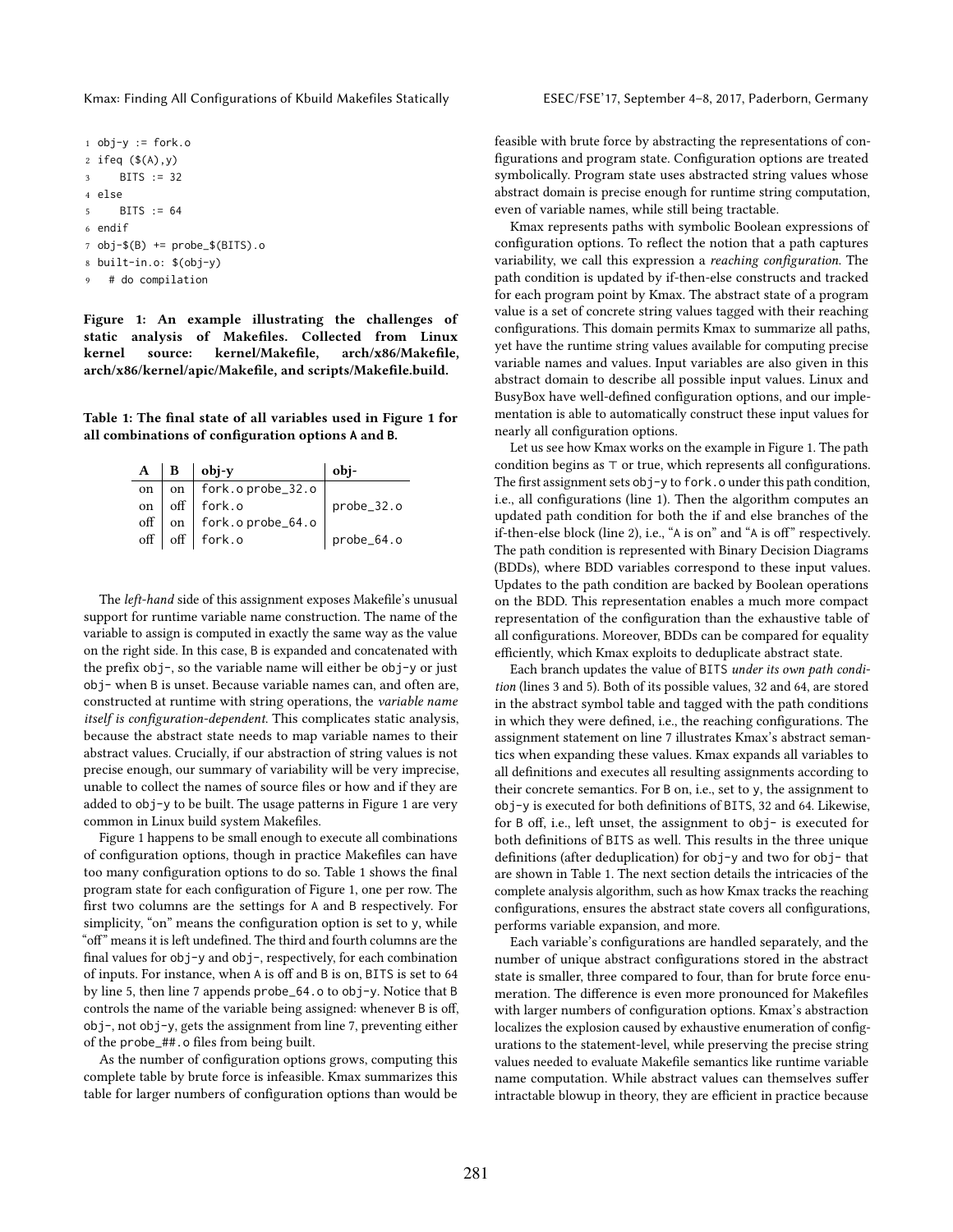```
1 obj-y := fork.o
2 ifeq ($(A),y)
3     BITS := 32
4 else
5     BITS := 64
6 endif
7 obj-$(B) += probe_$(BITS).o
8 built-in.o: $(obj-y)
9   # do compilation
```

**Figure 1: An example illustrating the challenges of static analysis of Makefiles. Collected from Linux kernel source: kernel/Makefile, arch/x86/Makefile, arch/x86/kernel/apic/Makefile, and scripts/Makefile.build.**

**Table 1: The final state of all variables used in Figure 1 for all combinations of configuration options A and B.**

| A | B | obj-y | obj- |
|---|---|---|---|
| on | on | fork.o probe_32.o | |
| on | off | fork.o | probe_32.o |
| off | on | fork.o probe_64.o | |
| off | off | fork.o | probe_64.o |

The *left-hand* side of this assignment exposes Makefile's unusual support for runtime variable name construction. The name of the variable to assign is computed in exactly the same way as the value on the right side. In this case, B is expanded and concatenated with the prefix obj-, so the variable name will either be obj-y or just obj- when B is unset. Because variable names can, and often are, constructed at runtime with string operations, the *variable name itself is configuration-dependent*. This complicates static analysis, because the abstract state needs to map variable names to their abstract values. Crucially, if our abstraction of string values is not precise enough, our summary of variability will be very imprecise, unable to collect the names of source files or how and if they are added to obj-y to be built. The usage patterns in Figure 1 are very common in Linux build system Makefiles.

Figure 1 happens to be small enough to execute all combinations of configuration options, though in practice Makefiles can have too many configuration options to do so. Table 1 shows the final program state for each configuration of Figure 1, one per row. The first two columns are the settings for A and B respectively. For simplicity, "on" means the configuration option is set to y, while "off" means it is left undefined. The third and fourth columns are the final values for obj-y and obj-, respectively, for each combination of inputs. For instance, when A is off and B is on, BITS is set to 64 by line 5, then line 7 appends probe_64.o to obj-y. Notice that B controls the name of the variable being assigned: whenever B is off, obj-, not obj-y, gets the assignment from line 7, preventing either of the probe_##.o files from being built.

As the number of configuration options grows, computing this complete table by brute force is infeasible. Kmax summarizes this table for larger numbers of configuration options than would be feasible with brute force by abstracting the representations of configurations and program state. Configuration options are treated symbolically. Program state uses abstracted string values whose abstract domain is precise enough for runtime string computation, even of variable names, while still being tractable.

Kmax represents paths with symbolic Boolean expressions of configuration options. To reflect the notion that a path captures variability, we call this expression a *reaching configuration*. The path condition is updated by if-then-else constructs and tracked for each program point by Kmax. The abstract state of a program value is a set of concrete string values tagged with their reaching configurations. This domain permits Kmax to summarize all paths, yet have the runtime string values available for computing precise variable names and values. Input variables are also given in this abstract domain to describe all possible input values. Linux and BusyBox have well-defined configuration options, and our implementation is able to automatically construct these input values for nearly all configuration options.

Let us see how Kmax works on the example in Figure 1. The path condition begins as $\top$ or true, which represents all configurations. The first assignment sets obj-y to fork.o under this path condition, i.e., all configurations (line 1). Then the algorithm computes an updated path condition for both the if and else branches of the if-then-else block (line 2), i.e., "A is on" and "A is off" respectively. The path condition is represented with Binary Decision Diagrams (BDDs), where BDD variables correspond to these input values. Updates to the path condition are backed by Boolean operations on the BDD. This representation enables a much more compact representation of the configuration than the exhaustive table of all configurations. Moreover, BDDs can be compared for equality efficiently, which Kmax exploits to deduplicate abstract state.

Each branch updates the value of BITS *under its own path condition* (lines 3 and 5). Both of its possible values, 32 and 64, are stored in the abstract symbol table and tagged with the path conditions in which they were defined, i.e., the reaching configurations. The assignment statement on line 7 illustrates Kmax's abstract semantics when expanding these values. Kmax expands all variables to all definitions and executes all resulting assignments according to their concrete semantics. For B on, i.e., set to y, the assignment to obj-y is executed for both definitions of BITS, 32 and 64. Likewise, for B off, i.e., left unset, the assignment to obj- is executed for both definitions of BITS as well. This results in the three unique definitions (after deduplication) for obj-y and two for obj- that are shown in Table 1. The next section details the intricacies of the complete analysis algorithm, such as how Kmax tracks the reaching configurations, ensures the abstract state covers all configurations, performs variable expansion, and more.

Each variable's configurations are handled separately, and the number of unique abstract configurations stored in the abstract state is smaller, three compared to four, than for brute force enumeration. The difference is even more pronounced for Makefiles with larger numbers of configuration options. Kmax's abstraction localizes the explosion caused by exhaustive enumeration of configurations to the statement-level, while preserving the precise string values needed to evaluate Makefile semantics like runtime variable name computation. While abstract values can themselves suffer intractable blowup in theory, they are efficient in practice because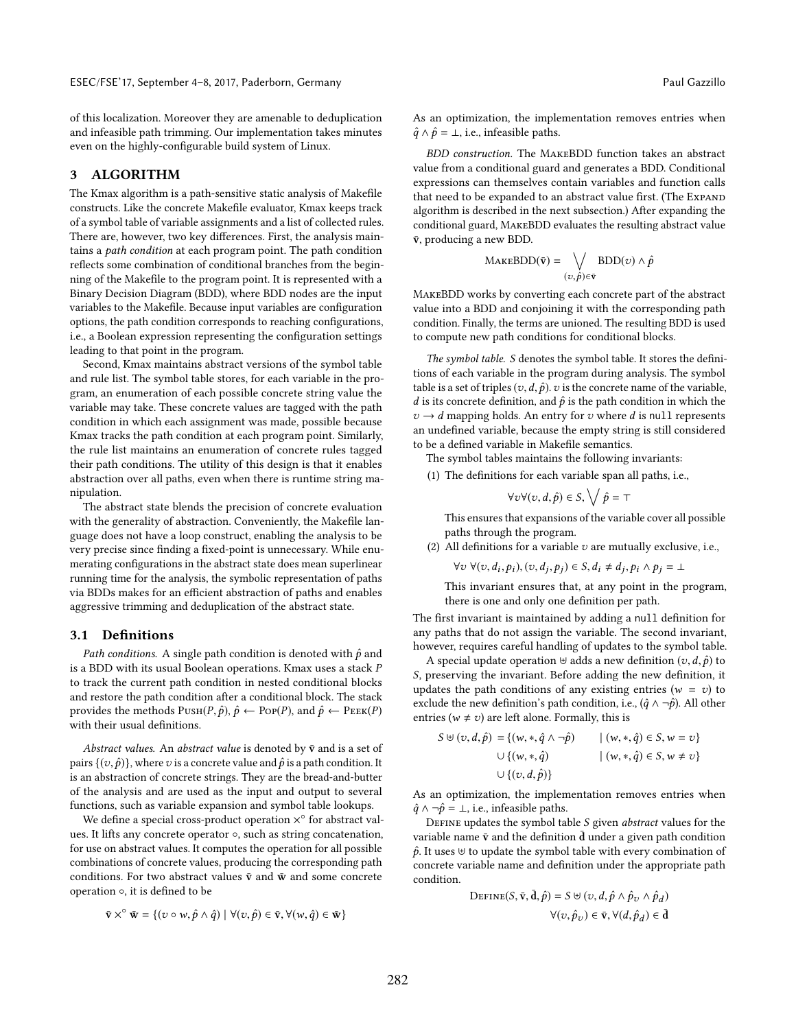of this localization. Moreover they are amenable to deduplication and infeasible path trimming. Our implementation takes minutes even on the highly-configurable build system of Linux.

## 3 ALGORITHM

The Kmax algorithm is a path-sensitive static analysis of Makefile constructs. Like the concrete Makefile evaluator, Kmax keeps track of a symbol table of variable assignments and a list of collected rules. There are, however, two key differences. First, the analysis maintains a *path condition* at each program point. The path condition reflects some combination of conditional branches from the beginning of the Makefile to the program point. It is represented with a Binary Decision Diagram (BDD), where BDD nodes are the input variables to the Makefile. Because input variables are configuration options, the path condition corresponds to reaching configurations, i.e., a Boolean expression representing the configuration settings leading to that point in the program.

Second, Kmax maintains abstract versions of the symbol table and rule list. The symbol table stores, for each variable in the program, an enumeration of each possible concrete string value the variable may take. These concrete values are tagged with the path condition in which each assignment was made, possible because Kmax tracks the path condition at each program point. Similarly, the rule list maintains an enumeration of concrete rules tagged their path conditions. The utility of this design is that it enables abstraction over all paths, even when there is runtime string manipulation.

The abstract state blends the precision of concrete evaluation with the generality of abstraction. Conveniently, the Makefile language does not have a loop construct, enabling the analysis to be very precise since finding a fixed-point is unnecessary. While enumerating configurations in the abstract state does mean superlinear running time for the analysis, the symbolic representation of paths via BDDs makes for an efficient abstraction of paths and enables aggressive trimming and deduplication of the abstract state.

### 3.1 Definitions

*Path conditions.* A single path condition is denoted with $\hat{p}$ and is a BDD with its usual Boolean operations. Kmax uses a stack $P$ to track the current path condition in nested conditional blocks and restore the path condition after a conditional block. The stack provides the methods $\textsc{Push}(P, \hat{p})$, $\hat{p} \leftarrow \textsc{Pop}(P)$, and $\hat{p} \leftarrow \textsc{Peek}(P)$ with their usual definitions.

*Abstract values.* An *abstract value* is denoted by $\bar{\mathbf{v}}$ and is a set of pairs $\{(v, \hat{p})\}$, where $v$ is a concrete value and $\hat{p}$ is a path condition. It is an abstraction of concrete strings. They are the bread-and-butter of the analysis and are used as the input and output to several functions, such as variable expansion and symbol table lookups.

We define a special cross-product operation $\times^{\circ}$ for abstract values. It lifts any concrete operator $\circ$, such as string concatenation, for use on abstract values. It computes the operation for all possible combinations of concrete values, producing the corresponding path conditions. For two abstract values $\bar{\mathbf{v}}$ and $\bar{\mathbf{w}}$ and some concrete operation $\circ$, it is defined to be

$$\bar{\mathbf{v}} \times^{\circ} \bar{\mathbf{w}} = \{(v \circ w, \hat{p} \wedge \hat{q}) \mid \forall (v, \hat{p}) \in \bar{\mathbf{v}}, \forall (w, \hat{q}) \in \bar{\mathbf{w}}\}$$

As an optimization, the implementation removes entries when $\hat{q} \wedge \hat{p} = \bot$, i.e., infeasible paths.

*BDD construction.* The MakeBDD function takes an abstract value from a conditional guard and generates a BDD. Conditional expressions can themselves contain variables and function calls that need to be expanded to an abstract value first. (The Expand algorithm is described in the next subsection.) After expanding the conditional guard, MakeBDD evaluates the resulting abstract value $\bar{\mathbf{v}}$, producing a new BDD.

$$\textsc{MakeBDD}(\bar{\mathbf{v}}) = \bigvee_{(v, \hat{p}) \in \bar{\mathbf{v}}} \text{BDD}(v) \wedge \hat{p}$$

MakeBDD works by converting each concrete part of the abstract value into a BDD and conjoining it with the corresponding path condition. Finally, the terms are unioned. The resulting BDD is used to compute new path conditions for conditional blocks.

*The symbol table.* $S$ denotes the symbol table. It stores the definitions of each variable in the program during analysis. The symbol table is a set of triples $(v, d, \hat{p})$. $v$ is the concrete name of the variable, $d$ is its concrete definition, and $\hat{p}$ is the path condition in which the $v \rightarrow d$ mapping holds. An entry for $v$ where $d$ is `null` represents an undefined variable, because the empty string is still considered to be a defined variable in Makefile semantics.

The symbol tables maintains the following invariants:

(1) The definitions for each variable span all paths, i.e.,

$$\forall v \forall (v, d, \hat{p}) \in S, \bigvee \hat{p} = \top$$

This ensures that expansions of the variable cover all possible paths through the program.

(2) All definitions for a variable $v$ are mutually exclusive, i.e.,

$$\forall v \; \forall (v, d_i, p_i), (v, d_j, p_j) \in S, d_i \neq d_j, p_i \wedge p_j = \bot$$

This invariant ensures that, at any point in the program, there is one and only one definition per path.

The first invariant is maintained by adding a `null` definition for any paths that do not assign the variable. The second invariant, however, requires careful handling of updates to the symbol table.

A special update operation $\uplus$ adds a new definition $(v, d, \hat{p})$ to $S$, preserving the invariant. Before adding the new definition, it updates the path conditions of any existing entries $(w = v)$ to exclude the new definition's path condition, i.e., $(\hat{q} \wedge \neg\hat{p})$. All other entries $(w \neq v)$ are left alone. Formally, this is

$$\begin{aligned} S \uplus (v, d, \hat{p}) = \; & \{(w, *, \hat{q} \wedge \neg\hat{p}) & \mid (w, *, \hat{q}) \in S, w = v\} \\ & \cup \{(w, *, \hat{q}) & \mid (w, *, \hat{q}) \in S, w \neq v\} \\ & \cup \{(v, d, \hat{p})\} & \end{aligned}$$

As an optimization, the implementation removes entries when $\hat{q} \wedge \neg\hat{p} = \bot$, i.e., infeasible paths.

Define updates the symbol table $S$ given *abstract* values for the variable name $\bar{\mathbf{v}}$ and the definition $\bar{\mathbf{d}}$ under a given path condition $\hat{p}$. It uses $\uplus$ to update the symbol table with every combination of concrete variable name and definition under the appropriate path condition.

$$\begin{aligned} \textsc{Define}(S, \bar{\mathbf{v}}, \bar{\mathbf{d}}, \hat{p}) = S \uplus (v, d, \hat{p} \wedge \hat{p}_v \wedge \hat{p}_d) \\ \forall (v, \hat{p}_v) \in \bar{\mathbf{v}}, \forall (d, \hat{p}_d) \in \bar{\mathbf{d}} \end{aligned}$$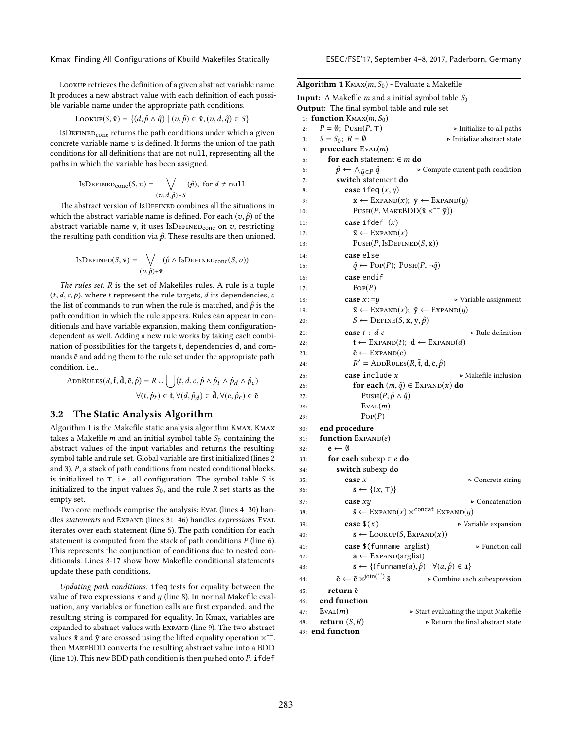Lookup retrieves the definition of a given abstract variable name. It produces a new abstract value with each definition of each possible variable name under the appropriate path conditions.

$$\textsc{Lookup}(S, \bar{\mathbf{v}}) = \{(d, \hat{p} \wedge \hat{q}) \mid (v, \hat{p}) \in \bar{\mathbf{v}}, (v, d, \hat{q}) \in S\}$$

$\textsc{IsDefined}_{\text{conc}}$ returns the path conditions under which a given concrete variable name $v$ is defined. It forms the union of the path conditions for all definitions that are not `null`, representing all the paths in which the variable has been assigned.

$$\textsc{IsDefined}_{\text{conc}}(S, v) = \bigvee_{(v,d,\hat{p}) \in S} (\hat{p}), \text{ for } d \neq \texttt{null}$$

The abstract version of IsDefined combines all the situations in which the abstract variable name is defined. For each $(v, \hat{p})$ of the abstract variable name $\bar{\mathbf{v}}$, it uses $\textsc{IsDefined}_{\text{conc}}$ on $v$, restricting the resulting path condition via $\hat{p}$. These results are then unioned.

$$\textsc{IsDefined}(S, \bar{\mathbf{v}}) = \bigvee_{(v,\hat{p}) \in \bar{\mathbf{v}}} (\hat{p} \wedge \textsc{IsDefined}_{\text{conc}}(S, v))$$

*The rules set.* $R$ is the set of Makefiles rules. A rule is a tuple $(t, d, c, p)$, where $t$ represent the rule targets, $d$ its dependencies, $c$ the list of commands to run when the rule is matched, and $\hat{p}$ is the path condition in which the rule appears. Rules can appear in conditionals and have variable expansion, making them configuration-dependent as well. Adding a new rule works by taking each combination of possibilities for the targets $\bar{\mathbf{t}}$, dependencies $\bar{\mathbf{d}}$, and commands $\bar{\mathbf{c}}$ and adding them to the rule set under the appropriate path condition, i.e.,

$$\textsc{AddRules}(R, \bar{\mathbf{t}}, \bar{\mathbf{d}}, \bar{\mathbf{c}}, \hat{p}) = R \cup \bigcup (t, d, c, \hat{p} \wedge \hat{p}_t \wedge \hat{p}_d \wedge \hat{p}_c)$$
$$\forall (t, \hat{p}_t) \in \bar{\mathbf{t}}, \forall (d, \hat{p}_d) \in \bar{\mathbf{d}}, \forall (c, \hat{p}_c) \in \bar{\mathbf{c}}$$

## 3.2 The Static Analysis Algorithm

Algorithm 1 is the Makefile static analysis algorithm Kmax. Kmax takes a Makefile $m$ and an initial symbol table $S_0$ containing the abstract values of the input variables and returns the resulting symbol table and rule set. Global variable are first initialized (lines 2 and 3). $P$, a stack of path conditions from nested conditional blocks, is initialized to $\top$, i.e., all configuration. The symbol table $S$ is initialized to the input values $S_0$, and the rule $R$ set starts as the empty set.

Two core methods comprise the analysis: Eval (lines 4–30) handles *statements* and Expand (lines 31–46) handles *expressions*. Eval iterates over each statement (line 5). The path condition for each statement is computed from the stack of path conditions $P$ (line 6). This represents the conjunction of conditions due to nested conditionals. Lines 8-17 show how Makefile conditional statements update these path conditions.

*Updating path conditions.* `ifeq` tests for equality between the value of two expressions $x$ and $y$ (line 8). In normal Makefile evaluation, any variables or function calls are first expanded, and the resulting string is compared for equality. In Kmax, variables are expanded to abstract values with Expand (line 9). The two abstract values $\bar{\mathbf{x}}$ and $\bar{\mathbf{y}}$ are crossed using the lifted equality operation $\times^{==}$, then MakeBDD converts the resulting abstract value into a BDD (line 10). This new BDD path condition is then pushed onto $P$. `ifdef`

**Algorithm 1** $\textsc{Kmax}(m, S_0)$ - Evaluate a Makefile

**Input:** A Makefile $m$ and a initial symbol table $S_0$
**Output:** The final symbol table and rule set

```
 1: function Kmax(m, S0)
 2:   P = ∅; Push(P, ⊤)                        ▷ Initialize to all paths
 3:   S = S0; R = ∅                            ▷ Initialize abstract state
 4:   procedure Eval(m)
 5:     for each statement ∈ m do
 6:       p̂ ← ⋀_{q̂∈P} q̂                     ▷ Compute current path condition
 7:       switch statement do
 8:         case ifeq (x, y)
 9:           x̄ ← Expand(x); ȳ ← Expand(y)
10:           Push(P, MakeBDD(x̄ ×^== ȳ))
11:         case ifdef (x)
12:           x̄ ← Expand(x)
13:           Push(P, IsDefined(S, x̄))
14:         case else
15:           q̂ ← Pop(P); Push(P, ¬q̂)
16:         case endif
17:           Pop(P)
18:         case x:=y                          ▷ Variable assignment
19:           x̄ ← Expand(x); ȳ ← Expand(y)
20:           S ← Define(S, x̄, ȳ, p̂)
21:         case t : d c                       ▷ Rule definition
22:           t̄ ← Expand(t); d̄ ← Expand(d)
23:           c̄ ← Expand(c)
24:           R' = AddRules(R, t̄, d̄, c̄, p̂)
25:         case include x                     ▷ Makefile inclusion
26:           for each (m, q̂) ∈ Expand(x) do
27:             Push(P, p̂ ∧ q̂)
28:             Eval(m)
29:             Pop(P)
30:   end procedure
31:   function Expand(e)
32:     ē ← ∅
33:     for each subexp ∈ e do
34:       switch subexp do
35:         case x                             ▷ Concrete string
36:           s̄ ← {(x, ⊤)}
37:         case xy                            ▷ Concatenation
38:           s̄ ← Expand(x) ×^concat Expand(y)
39:         case $(x)                          ▷ Variable expansion
40:           s̄ ← Lookup(S, Expand(x))
41:         case $(funname arglist)            ▷ Function call
42:           ā ← Expand(arglist)
43:           s̄ ← {(funname(a), p̂) | ∀(a, p̂) ∈ ā}
44:       ē ← ē ×^join(' ') s̄                 ▷ Combine each subexpression
45:     return ē
46:   end function
47:   Eval(m)                                  ▷ Start evaluating the input Makefile
48:   return (S, R)                            ▷ Return the final abstract state
49: end function
```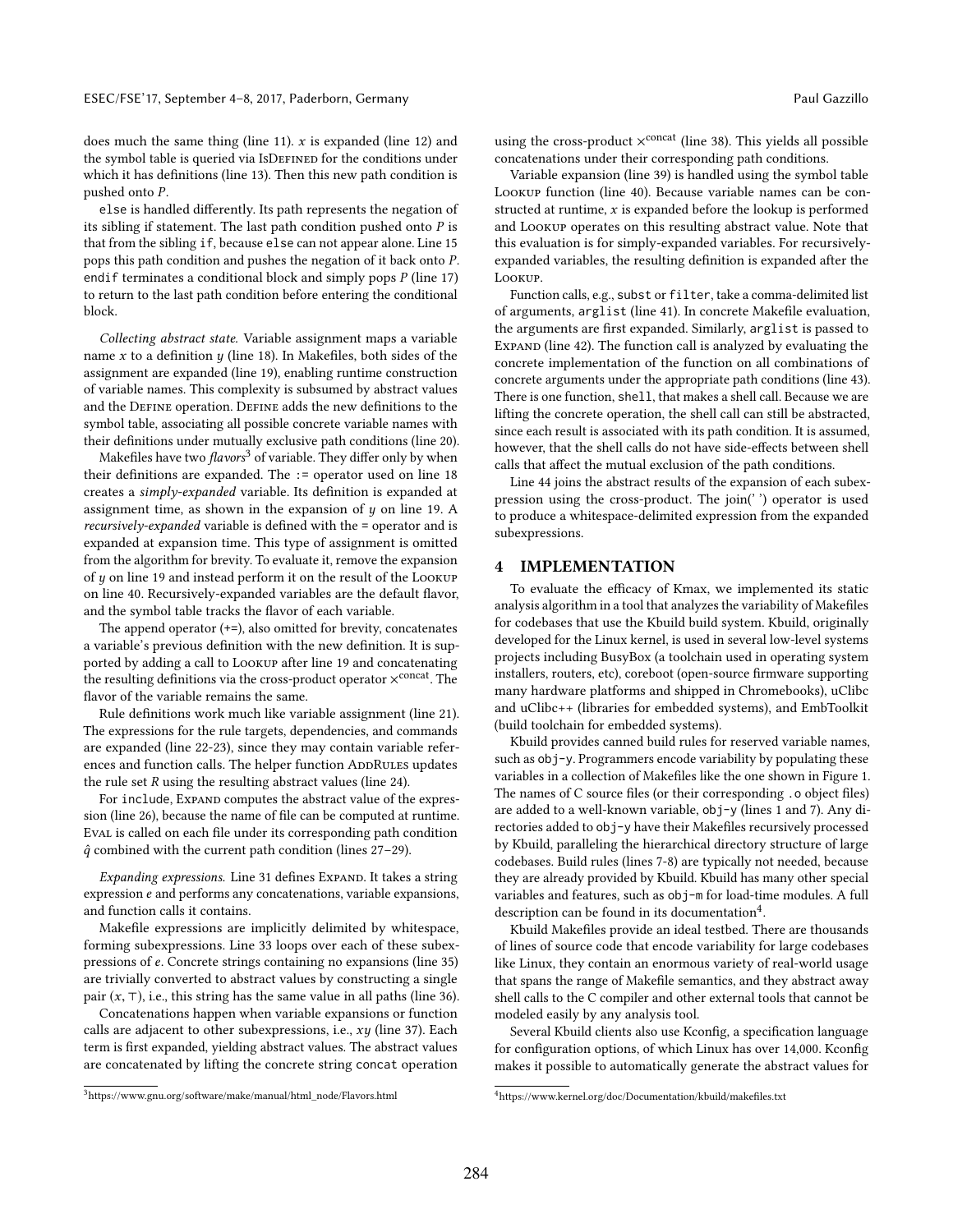does much the same thing (line 11). $x$ is expanded (line 12) and the symbol table is queried via IsDefined for the conditions under which it has definitions (line 13). Then this new path condition is pushed onto $P$.

`else` is handled differently. Its path represents the negation of its sibling if statement. The last path condition pushed onto $P$ is that from the sibling `if`, because `else` can not appear alone. Line 15 pops this path condition and pushes the negation of it back onto $P$. `endif` terminates a conditional block and simply pops $P$ (line 17) to return to the last path condition before entering the conditional block.

*Collecting abstract state.* Variable assignment maps a variable name $x$ to a definition $y$ (line 18). In Makefiles, both sides of the assignment are expanded (line 19), enabling runtime construction of variable names. This complexity is subsumed by abstract values and the Define operation. Define adds the new definitions to the symbol table, associating all possible concrete variable names with their definitions under mutually exclusive path conditions (line 20).

Makefiles have two *flavors*[3] of variable. They differ only by when their definitions are expanded. The `:=` operator used on line 18 creates a *simply-expanded* variable. Its definition is expanded at assignment time, as shown in the expansion of $y$ on line 19. A *recursively-expanded* variable is defined with the `=` operator and is expanded at expansion time. This type of assignment is omitted from the algorithm for brevity. To evaluate it, remove the expansion of $y$ on line 19 and instead perform it on the result of the Lookup on line 40. Recursively-expanded variables are the default flavor, and the symbol table tracks the flavor of each variable.

The append operator (`+=`), also omitted for brevity, concatenates a variable's previous definition with the new definition. It is supported by adding a call to Lookup after line 19 and concatenating the resulting definitions via the cross-product operator $\times^{\text{concat}}$. The flavor of the variable remains the same.

Rule definitions work much like variable assignment (line 21). The expressions for the rule targets, dependencies, and commands are expanded (line 22-23), since they may contain variable references and function calls. The helper function AddRules updates the rule set $R$ using the resulting abstract values (line 24).

For `include`, Expand computes the abstract value of the expression (line 26), because the name of file can be computed at runtime. Eval is called on each file under its corresponding path condition $\hat{q}$ combined with the current path condition (lines 27–29).

*Expanding expressions.* Line 31 defines Expand. It takes a string expression $e$ and performs any concatenations, variable expansions, and function calls it contains.

Makefile expressions are implicitly delimited by whitespace, forming subexpressions. Line 33 loops over each of these subexpressions of $e$. Concrete strings containing no expansions (line 35) are trivially converted to abstract values by constructing a single pair $(x, \top)$, i.e., this string has the same value in all paths (line 36).

Concatenations happen when variable expansions or function calls are adjacent to other subexpressions, i.e., $xy$ (line 37). Each term is first expanded, yielding abstract values. The abstract values are concatenated by lifting the concrete string `concat` operation using the cross-product $\times^{\text{concat}}$ (line 38). This yields all possible concatenations under their corresponding path conditions.

Variable expansion (line 39) is handled using the symbol table Lookup function (line 40). Because variable names can be constructed at runtime, $x$ is expanded before the lookup is performed and Lookup operates on this resulting abstract value. Note that this evaluation is for simply-expanded variables. For recursively-expanded variables, the resulting definition is expanded after the Lookup.

Function calls, e.g., `subst` or `filter`, take a comma-delimited list of arguments, `arglist` (line 41). In concrete Makefile evaluation, the arguments are first expanded. Similarly, `arglist` is passed to Expand (line 42). The function call is analyzed by evaluating the concrete implementation of the function on all combinations of concrete arguments under the appropriate path conditions (line 43). There is one function, `shell`, that makes a shell call. Because we are lifting the concrete operation, the shell call can still be abstracted, since each result is associated with its path condition. It is assumed, however, that the shell calls do not have side-effects between shell calls that affect the mutual exclusion of the path conditions.

Line 44 joins the abstract results of the expansion of each subexpression using the cross-product. The join(' ') operator is used to produce a whitespace-delimited expression from the expanded subexpressions.

## 4 IMPLEMENTATION

To evaluate the efficacy of Kmax, we implemented its static analysis algorithm in a tool that analyzes the variability of Makefiles for codebases that use the Kbuild build system. Kbuild, originally developed for the Linux kernel, is used in several low-level systems projects including BusyBox (a toolchain used in operating system installers, routers, etc), coreboot (open-source firmware supporting many hardware platforms and shipped in Chromebooks), uClibc and uClibc++ (libraries for embedded systems), and EmbToolkit (build toolchain for embedded systems).

Kbuild provides canned build rules for reserved variable names, such as `obj-y`. Programmers encode variability by populating these variables in a collection of Makefiles like the one shown in Figure 1. The names of C source files (or their corresponding `.o` object files) are added to a well-known variable, `obj-y` (lines 1 and 7). Any directories added to `obj-y` have their Makefiles recursively processed by Kbuild, paralleling the hierarchical directory structure of large codebases. Build rules (lines 7-8) are typically not needed, because they are already provided by Kbuild. Kbuild has many other special variables and features, such as `obj-m` for load-time modules. A full description can be found in its documentation[4].

Kbuild Makefiles provide an ideal testbed. There are thousands of lines of source code that encode variability for large codebases like Linux, they contain an enormous variety of real-world usage that spans the range of Makefile semantics, and they abstract away shell calls to the C compiler and other external tools that cannot be modeled easily by any analysis tool.

Several Kbuild clients also use Kconfig, a specification language for configuration options, of which Linux has over 14,000. Kconfig makes it possible to automatically generate the abstract values for

[3] https://www.gnu.org/software/make/manual/html_node/Flavors.html

[4] https://www.kernel.org/doc/Documentation/kbuild/makefiles.txt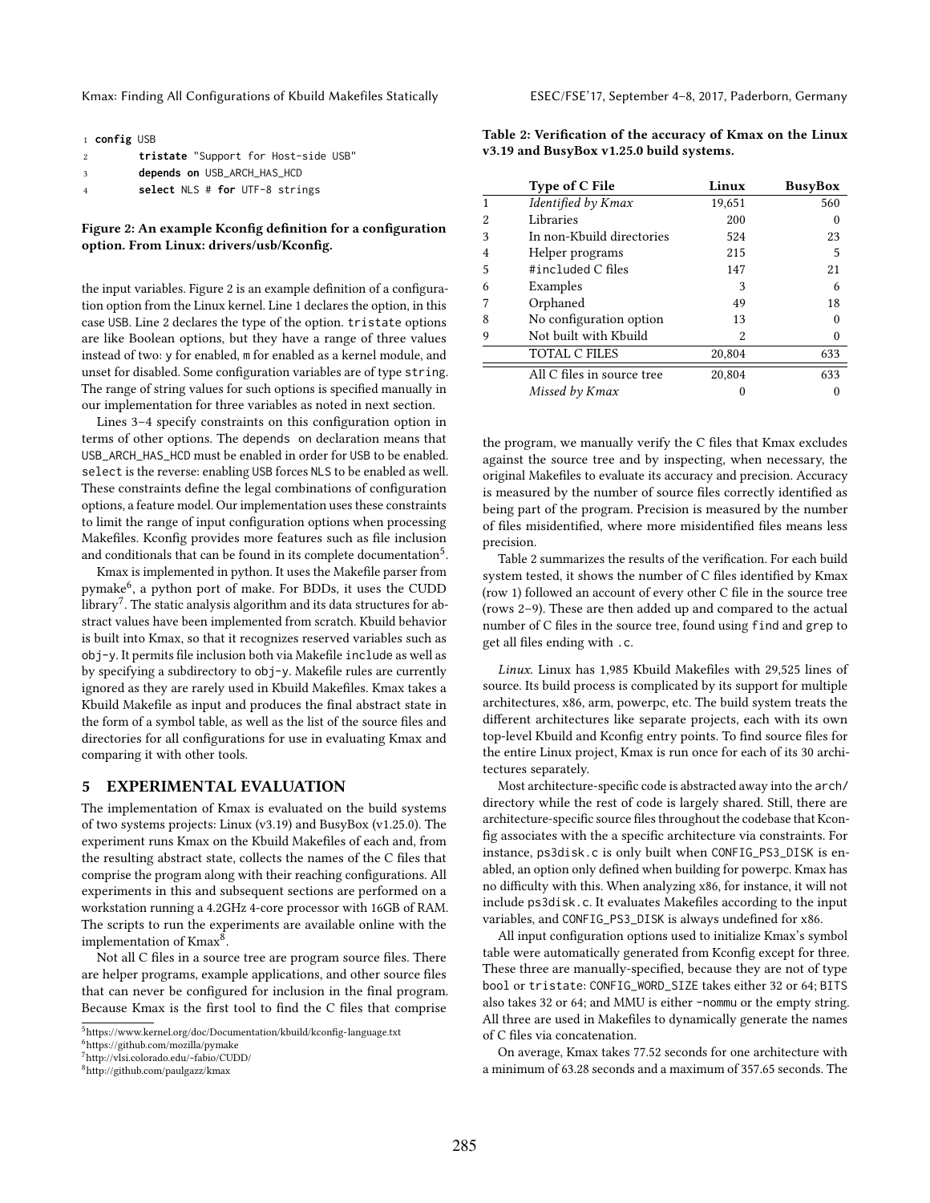```
1 config USB
2         tristate "Support for Host-side USB"
3         depends on USB_ARCH_HAS_HCD
4         select NLS # for UTF-8 strings
```

**Figure 2: An example Kconfig definition for a configuration option. From Linux: drivers/usb/Kconfig.**

the input variables. Figure 2 is an example definition of a configuration option from the Linux kernel. Line 1 declares the option, in this case USB. Line 2 declares the type of the option. tristate options are like Boolean options, but they have a range of three values instead of two: y for enabled, m for enabled as a kernel module, and unset for disabled. Some configuration variables are of type string. The range of string values for such options is specified manually in our implementation for three variables as noted in next section.

Lines 3–4 specify constraints on this configuration option in terms of other options. The depends on declaration means that USB_ARCH_HAS_HCD must be enabled in order for USB to be enabled. select is the reverse: enabling USB forces NLS to be enabled as well. These constraints define the legal combinations of configuration options, a feature model. Our implementation uses these constraints to limit the range of input configuration options when processing Makefiles. Kconfig provides more features such as file inclusion and conditionals that can be found in its complete documentation[5].

Kmax is implemented in python. It uses the Makefile parser from pymake[6], a python port of make. For BDDs, it uses the CUDD library[7]. The static analysis algorithm and its data structures for abstract values have been implemented from scratch. Kbuild behavior is built into Kmax, so that it recognizes reserved variables such as obj-y. It permits file inclusion both via Makefile include as well as by specifying a subdirectory to obj-y. Makefile rules are currently ignored as they are rarely used in Kbuild Makefiles. Kmax takes a Kbuild Makefile as input and produces the final abstract state in the form of a symbol table, as well as the list of the source files and directories for all configurations for use in evaluating Kmax and comparing it with other tools.

## 5 EXPERIMENTAL EVALUATION

The implementation of Kmax is evaluated on the build systems of two systems projects: Linux (v3.19) and BusyBox (v1.25.0). The experiment runs Kmax on the Kbuild Makefiles of each and, from the resulting abstract state, collects the names of the C files that comprise the program along with their reaching configurations. All experiments in this and subsequent sections are performed on a workstation running a 4.2GHz 4-core processor with 16GB of RAM. The scripts to run the experiments are available online with the implementation of Kmax[8].

Not all C files in a source tree are program source files. There are helper programs, example applications, and other source files that can never be configured for inclusion in the final program. Because Kmax is the first tool to find the C files that comprise the program, we manually verify the C files that Kmax excludes against the source tree and by inspecting, when necessary, the original Makefiles to evaluate its accuracy and precision. Accuracy is measured by the number of source files correctly identified as being part of the program. Precision is measured by the number of files misidentified, where more misidentified files means less precision.

**Table 2: Verification of the accuracy of Kmax on the Linux v3.19 and BusyBox v1.25.0 build systems.**

| | Type of C File | Linux | BusyBox |
|---|---|---|---|
| 1 | *Identified by Kmax* | 19,651 | 560 |
| 2 | Libraries | 200 | 0 |
| 3 | In non-Kbuild directories | 524 | 23 |
| 4 | Helper programs | 215 | 5 |
| 5 | #included C files | 147 | 21 |
| 6 | Examples | 3 | 6 |
| 7 | Orphaned | 49 | 18 |
| 8 | No configuration option | 13 | 0 |
| 9 | Not built with Kbuild | 2 | 0 |
| | TOTAL C FILES | 20,804 | 633 |
| | All C files in source tree | 20,804 | 633 |
| | *Missed by Kmax* | 0 | 0 |

Table 2 summarizes the results of the verification. For each build system tested, it shows the number of C files identified by Kmax (row 1) followed an account of every other C file in the source tree (rows 2–9). These are then added up and compared to the actual number of C files in the source tree, found using find and grep to get all files ending with .c.

*Linux.* Linux has 1,985 Kbuild Makefiles with 29,525 lines of source. Its build process is complicated by its support for multiple architectures, x86, arm, powerpc, etc. The build system treats the different architectures like separate projects, each with its own top-level Kbuild and Kconfig entry points. To find source files for the entire Linux project, Kmax is run once for each of its 30 architectures separately.

Most architecture-specific code is abstracted away into the arch/ directory while the rest of code is largely shared. Still, there are architecture-specific source files throughout the codebase that Kconfig associates with the a specific architecture via constraints. For instance, ps3disk.c is only built when CONFIG_PS3_DISK is enabled, an option only defined when building for powerpc. Kmax has no difficulty with this. When analyzing x86, for instance, it will not include ps3disk.c. It evaluates Makefiles according to the input variables, and CONFIG_PS3_DISK is always undefined for x86.

All input configuration options used to initialize Kmax's symbol table were automatically generated from Kconfig except for three. These three are manually-specified, because they are not of type bool or tristate: CONFIG_WORD_SIZE takes either 32 or 64; BITS also takes 32 or 64; and MMU is either -nommu or the empty string. All three are used in Makefiles to dynamically generate the names of C files via concatenation.

On average, Kmax takes 77.52 seconds for one architecture with a minimum of 63.28 seconds and a maximum of 357.65 seconds. The

[5] https://www.kernel.org/doc/Documentation/kbuild/kconfig-language.txt
[6] https://github.com/mozilla/pymake
[7] http://vlsi.colorado.edu/~fabio/CUDD/
[8] http://github.com/paulgazz/kmax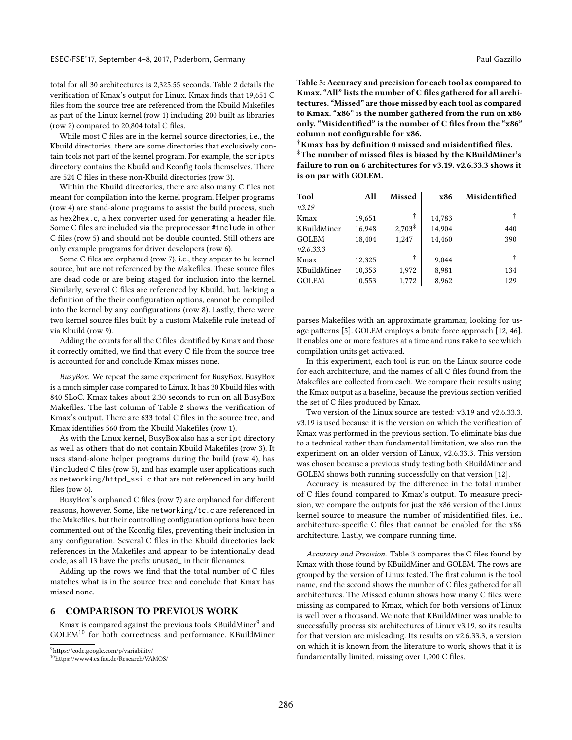total for all 30 architectures is 2,325.55 seconds. Table 2 details the verification of Kmax's output for Linux. Kmax finds that 19,651 C files from the source tree are referenced from the Kbuild Makefiles as part of the Linux kernel (row 1) including 200 built as libraries (row 2) compared to 20,804 total C files.

While most C files are in the kernel source directories, i.e., the Kbuild directories, there are some directories that exclusively contain tools not part of the kernel program. For example, the `scripts` directory contains the Kbuild and Kconfig tools themselves. There are 524 C files in these non-Kbuild directories (row 3).

Within the Kbuild directories, there are also many C files not meant for compilation into the kernel program. Helper programs (row 4) are stand-alone programs to assist the build process, such as `hex2hex.c`, a hex converter used for generating a header file. Some C files are included via the preprocessor `#include` in other C files (row 5) and should not be double counted. Still others are only example programs for driver developers (row 6).

Some C files are orphaned (row 7), i.e., they appear to be kernel source, but are not referenced by the Makefiles. These source files are dead code or are being staged for inclusion into the kernel. Similarly, several C files are referenced by Kbuild, but, lacking a definition of the their configuration options, cannot be compiled into the kernel by any configurations (row 8). Lastly, there were two kernel source files built by a custom Makefile rule instead of via Kbuild (row 9).

Adding the counts for all the C files identified by Kmax and those it correctly omitted, we find that every C file from the source tree is accounted for and conclude Kmax misses none.

*BusyBox.* We repeat the same experiment for BusyBox. BusyBox is a much simpler case compared to Linux. It has 30 Kbuild files with 840 SLoC. Kmax takes about 2.30 seconds to run on all BusyBox Makefiles. The last column of Table 2 shows the verification of Kmax's output. There are 633 total C files in the source tree, and Kmax identifies 560 from the Kbuild Makefiles (row 1).

As with the Linux kernel, BusyBox also has a `script` directory as well as others that do not contain Kbuild Makefiles (row 3). It uses stand-alone helper programs during the build (row 4), has `#include`d C files (row 5), and has example user applications such as `networking/httpd_ssi.c` that are not referenced in any build files (row 6).

BusyBox's orphaned C files (row 7) are orphaned for different reasons, however. Some, like `networking/tc.c` are referenced in the Makefiles, but their controlling configuration options have been commented out of the Kconfig files, preventing their inclusion in any configuration. Several C files in the Kbuild directories lack references in the Makefiles and appear to be intentionally dead code, as all 13 have the prefix `unused_` in their filenames.

Adding up the rows we find that the total number of C files matches what is in the source tree and conclude that Kmax has missed none.

## 6 COMPARISON TO PREVIOUS WORK

Kmax is compared against the previous tools KBuildMiner[9] and GOLEM[10] for both correctness and performance. KBuildMiner parses Makefiles with an approximate grammar, looking for usage patterns [5]. GOLEM employs a brute force approach [12, 46]. It enables one or more features at a time and runs make to see which compilation units get activated.

In this experiment, each tool is run on the Linux source code for each architecture, and the names of all C files found from the Makefiles are collected from each. We compare their results using the Kmax output as a baseline, because the previous section verified the set of C files produced by Kmax.

Two version of the Linux source are tested: v3.19 and v2.6.33.3. v3.19 is used because it is the version on which the verification of Kmax was performed in the previous section. To eliminate bias due to a technical rather than fundamental limitation, we also run the experiment on an older version of Linux, v2.6.33.3. This version was chosen because a previous study testing both KBuildMiner and GOLEM shows both running successfully on that version [12].

Accuracy is measured by the difference in the total number of C files found compared to Kmax's output. To measure precision, we compare the outputs for just the x86 version of the Linux kernel source to measure the number of misidentified files, i.e., architecture-specific C files that cannot be enabled for the x86 architecture. Lastly, we compare running time.

**Table 3: Accuracy and precision for each tool as compared to Kmax. "All" lists the number of C files gathered for all architectures. "Missed" are those missed by each tool as compared to Kmax. "x86" is the number gathered from the run on x86 only. "Misidentified" is the number of C files from the "x86" column not configurable for x86.**
**† Kmax has by definition 0 missed and misidentified files.**
**‡ The number of missed files is biased by the KBuildMiner's failure to run on 6 architectures for v3.19. v2.6.33.3 shows it is on par with GOLEM.**

| Tool | All | Missed | x86 | Misidentified |
|---|---|---|---|---|
| *v3.19* | | | | |
| Kmax | 19,651 | † | 14,783 | † |
| KBuildMiner | 16,948 | 2,703‡ | 14,904 | 440 |
| GOLEM | 18,404 | 1,247 | 14,460 | 390 |
| *v2.6.33.3* | | | | |
| Kmax | 12,325 | † | 9,044 | † |
| KBuildMiner | 10,353 | 1,972 | 8,981 | 134 |
| GOLEM | 10,553 | 1,772 | 8,962 | 129 |

*Accuracy and Precision.* Table 3 compares the C files found by Kmax with those found by KBuildMiner and GOLEM. The rows are grouped by the version of Linux tested. The first column is the tool name, and the second shows the number of C files gathered for all architectures. The Missed column shows how many C files were missing as compared to Kmax, which for both versions of Linux is well over a thousand. We note that KBuildMiner was unable to successfully process six architectures of Linux v3.19, so its results for that version are misleading. Its results on v2.6.33.3, a version on which it is known from the literature to work, shows that it is fundamentally limited, missing over 1,900 C files.

[9] https://code.google.com/p/variability/

[10] https://www4.cs.fau.de/Research/VAMOS/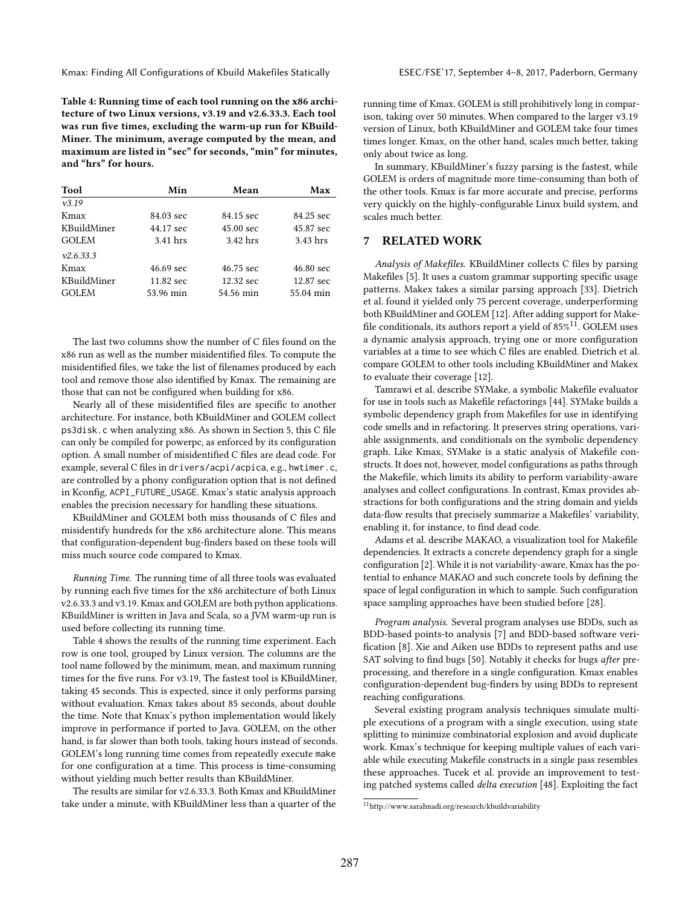**Table 4: Running time of each tool running on the x86 architecture of two Linux versions, v3.19 and v2.6.33.3. Each tool was run five times, excluding the warm-up run for KBuildMiner. The minimum, average computed by the mean, and maximum are listed in "sec" for seconds, "min" for minutes, and "hrs" for hours.**

| Tool | Min | Mean | Max |
|---|---|---|---|
| *v3.19* | | | |
| Kmax | 84.03 sec | 84.15 sec | 84.25 sec |
| KBuildMiner | 44.17 sec | 45.00 sec | 45.87 sec |
| GOLEM | 3.41 hrs | 3.42 hrs | 3.43 hrs |
| *v2.6.33.3* | | | |
| Kmax | 46.69 sec | 46.75 sec | 46.80 sec |
| KBuildMiner | 11.82 sec | 12.32 sec | 12.87 sec |
| GOLEM | 53.96 min | 54.56 min | 55.04 min |

The last two columns show the number of C files found on the x86 run as well as the number misidentified files. To compute the misidentified files, we take the list of filenames produced by each tool and remove those also identified by Kmax. The remaining are those that can not be configured when building for x86.

Nearly all of these misidentified files are specific to another architecture. For instance, both KBuildMiner and GOLEM collect `ps3disk.c` when analyzing x86. As shown in Section 5, this C file can only be compiled for powerpc, as enforced by its configuration option. A small number of misidentified C files are dead code. For example, several C files in `drivers/acpi/acpica`, e.g., `hwtimer.c`, are controlled by a phony configuration option that is not defined in Kconfig, `ACPI_FUTURE_USAGE`. Kmax's static analysis approach enables the precision necessary for handling these situations.

KBuildMiner and GOLEM both miss thousands of C files and misidentify hundreds for the x86 architecture alone. This means that configuration-dependent bug-finders based on these tools will miss much source code compared to Kmax.

*Running Time.* The running time of all three tools was evaluated by running each five times for the x86 architecture of both Linux v2.6.33.3 and v3.19. Kmax and GOLEM are both python applications. KBuildMiner is written in Java and Scala, so a JVM warm-up run is used before collecting its running time.

Table 4 shows the results of the running time experiment. Each row is one tool, grouped by Linux version. The columns are the tool name followed by the minimum, mean, and maximum running times for the five runs. For v3.19, The fastest tool is KBuildMiner, taking 45 seconds. This is expected, since it only performs parsing without evaluation. Kmax takes about 85 seconds, about double the time. Note that Kmax's python implementation would likely improve in performance if ported to Java. GOLEM, on the other hand, is far slower than both tools, taking hours instead of seconds. GOLEM's long running time comes from repeatedly execute `make` for one configuration at a time. This process is time-consuming without yielding much better results than KBuildMiner.

The results are similar for v2.6.33.3. Both Kmax and KBuildMiner take under a minute, with KBuildMiner less than a quarter of the running time of Kmax. GOLEM is still prohibitively long in comparison, taking over 50 minutes. When compared to the larger v3.19 version of Linux, both KBuildMiner and GOLEM take four times times longer. Kmax, on the other hand, scales much better, taking only about twice as long.

In summary, KBuildMiner's fuzzy parsing is the fastest, while GOLEM is orders of magnitude more time-consuming than both of the other tools. Kmax is far more accurate and precise, performs very quickly on the highly-configurable Linux build system, and scales much better.

## 7 RELATED WORK

*Analysis of Makefiles.* KBuildMiner collects C files by parsing Makefiles [5]. It uses a custom grammar supporting specific usage patterns. Makex takes a similar parsing approach [33]. Dietrich et al. found it yielded only 75 percent coverage, underperforming both KBuildMiner and GOLEM [12]. After adding support for Makefile conditionals, its authors report a yield of 85%[11]. GOLEM uses a dynamic analysis approach, trying one or more configuration variables at a time to see which C files are enabled. Dietrich et al. compare GOLEM to other tools including KBuildMiner and Makex to evaluate their coverage [12].

Tamrawi et al. describe SYMake, a symbolic Makefile evaluator for use in tools such as Makefile refactorings [44]. SYMake builds a symbolic dependency graph from Makefiles for use in identifying code smells and in refactoring. It preserves string operations, variable assignments, and conditionals on the symbolic dependency graph. Like Kmax, SYMake is a static analysis of Makefile constructs. It does not, however, model configurations as paths through the Makefile, which limits its ability to perform variability-aware analyses and collect configurations. In contrast, Kmax provides abstractions for both configurations and the string domain and yields data-flow results that precisely summarize a Makefiles' variability, enabling it, for instance, to find dead code.

Adams et al. describe MAKAO, a visualization tool for Makefile dependencies. It extracts a concrete dependency graph for a single configuration [2]. While it is not variability-aware, Kmax has the potential to enhance MAKAO and such concrete tools by defining the space of legal configuration in which to sample. Such configuration space sampling approaches have been studied before [28].

*Program analysis.* Several program analyses use BDDs, such as BDD-based points-to analysis [7] and BDD-based software verification [8]. Xie and Aiken use BDDs to represent paths and use SAT solving to find bugs [50]. Notably it checks for bugs *after* preprocessing, and therefore in a single configuration. Kmax enables configuration-dependent bug-finders by using BDDs to represent reaching configurations.

Several existing program analysis techniques simulate multiple executions of a program with a single execution, using state splitting to minimize combinatorial explosion and avoid duplicate work. Kmax's technique for keeping multiple values of each variable while executing Makefile constructs in a single pass resembles these approaches. Tucek et al. provide an improvement to testing patched systems called *delta execution* [48]. Exploiting the fact

[11] http://www.sarahnadi.org/research/kbuildvariability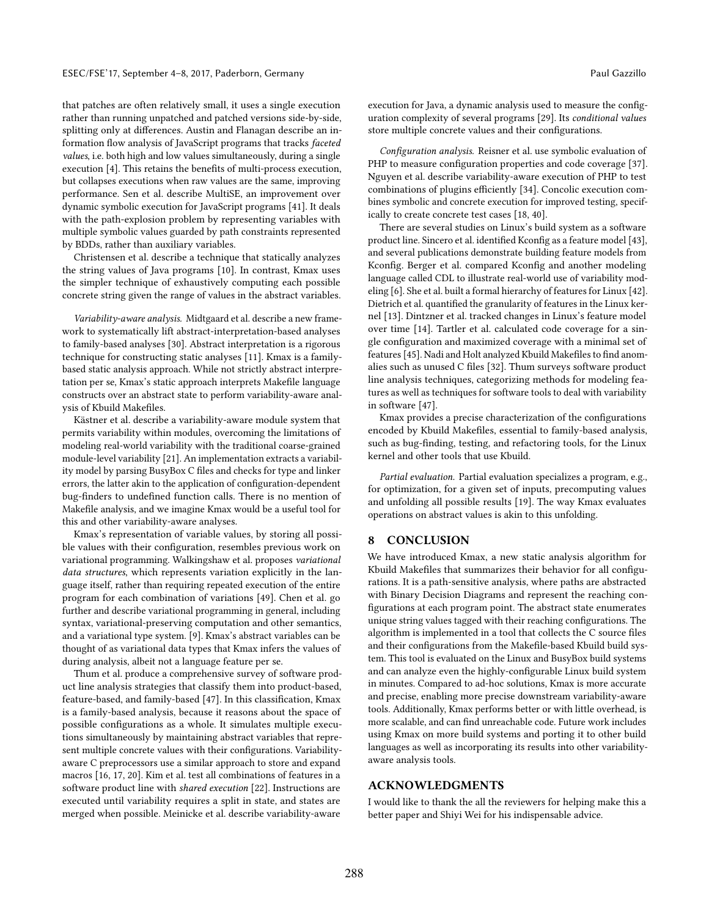that patches are often relatively small, it uses a single execution rather than running unpatched and patched versions side-by-side, splitting only at differences. Austin and Flanagan describe an information flow analysis of JavaScript programs that tracks *faceted values*, i.e. both high and low values simultaneously, during a single execution [4]. This retains the benefits of multi-process execution, but collapses executions when raw values are the same, improving performance. Sen et al. describe MultiSE, an improvement over dynamic symbolic execution for JavaScript programs [41]. It deals with the path-explosion problem by representing variables with multiple symbolic values guarded by path constraints represented by BDDs, rather than auxiliary variables.

Christensen et al. describe a technique that statically analyzes the string values of Java programs [10]. In contrast, Kmax uses the simpler technique of exhaustively computing each possible concrete string given the range of values in the abstract variables.

*Variability-aware analysis.* Midtgaard et al. describe a new framework to systematically lift abstract-interpretation-based analyses to family-based analyses [30]. Abstract interpretation is a rigorous technique for constructing static analyses [11]. Kmax is a family-based static analysis approach. While not strictly abstract interpretation per se, Kmax's static approach interprets Makefile language constructs over an abstract state to perform variability-aware analysis of Kbuild Makefiles.

Kästner et al. describe a variability-aware module system that permits variability within modules, overcoming the limitations of modeling real-world variability with the traditional coarse-grained module-level variability [21]. An implementation extracts a variability model by parsing BusyBox C files and checks for type and linker errors, the latter akin to the application of configuration-dependent bug-finders to undefined function calls. There is no mention of Makefile analysis, and we imagine Kmax would be a useful tool for this and other variability-aware analyses.

Kmax's representation of variable values, by storing all possible values with their configuration, resembles previous work on variational programming. Walkingshaw et al. proposes *variational data structures*, which represents variation explicitly in the language itself, rather than requiring repeated execution of the entire program for each combination of variations [49]. Chen et al. go further and describe variational programming in general, including syntax, variational-preserving computation and other semantics, and a variational type system. [9]. Kmax's abstract variables can be thought of as variational data types that Kmax infers the values of during analysis, albeit not a language feature per se.

Thum et al. produce a comprehensive survey of software product line analysis strategies that classify them into product-based, feature-based, and family-based [47]. In this classification, Kmax is a family-based analysis, because it reasons about the space of possible configurations as a whole. It simulates multiple executions simultaneously by maintaining abstract variables that represent multiple concrete values with their configurations. Variability-aware C preprocessors use a similar approach to store and expand macros [16, 17, 20]. Kim et al. test all combinations of features in a software product line with *shared execution* [22]. Instructions are executed until variability requires a split in state, and states are merged when possible. Meinicke et al. describe variability-aware execution for Java, a dynamic analysis used to measure the configuration complexity of several programs [29]. Its *conditional values* store multiple concrete values and their configurations.

*Configuration analysis.* Reisner et al. use symbolic evaluation of PHP to measure configuration properties and code coverage [37]. Nguyen et al. describe variability-aware execution of PHP to test combinations of plugins efficiently [34]. Concolic execution combines symbolic and concrete execution for improved testing, specifically to create concrete test cases [18, 40].

There are several studies on Linux's build system as a software product line. Sincero et al. identified Kconfig as a feature model [43], and several publications demonstrate building feature models from Kconfig. Berger et al. compared Kconfig and another modeling language called CDL to illustrate real-world use of variability modeling [6]. She et al. built a formal hierarchy of features for Linux [42]. Dietrich et al. quantified the granularity of features in the Linux kernel [13]. Dintzner et al. tracked changes in Linux's feature model over time [14]. Tartler et al. calculated code coverage for a single configuration and maximized coverage with a minimal set of features [45]. Nadi and Holt analyzed Kbuild Makefiles to find anomalies such as unused C files [32]. Thum surveys software product line analysis techniques, categorizing methods for modeling features as well as techniques for software tools to deal with variability in software [47].

Kmax provides a precise characterization of the configurations encoded by Kbuild Makefiles, essential to family-based analysis, such as bug-finding, testing, and refactoring tools, for the Linux kernel and other tools that use Kbuild.

*Partial evaluation.* Partial evaluation specializes a program, e.g., for optimization, for a given set of inputs, precomputing values and unfolding all possible results [19]. The way Kmax evaluates operations on abstract values is akin to this unfolding.

## 8 CONCLUSION

We have introduced Kmax, a new static analysis algorithm for Kbuild Makefiles that summarizes their behavior for all configurations. It is a path-sensitive analysis, where paths are abstracted with Binary Decision Diagrams and represent the reaching configurations at each program point. The abstract state enumerates unique string values tagged with their reaching configurations. The algorithm is implemented in a tool that collects the C source files and their configurations from the Makefile-based Kbuild build system. This tool is evaluated on the Linux and BusyBox build systems and can analyze even the highly-configurable Linux build system in minutes. Compared to ad-hoc solutions, Kmax is more accurate and precise, enabling more precise downstream variability-aware tools. Additionally, Kmax performs better or with little overhead, is more scalable, and can find unreachable code. Future work includes using Kmax on more build systems and porting it to other build languages as well as incorporating its results into other variability-aware analysis tools.

## ACKNOWLEDGMENTS

I would like to thank the all the reviewers for helping make this a better paper and Shiyi Wei for his indispensable advice.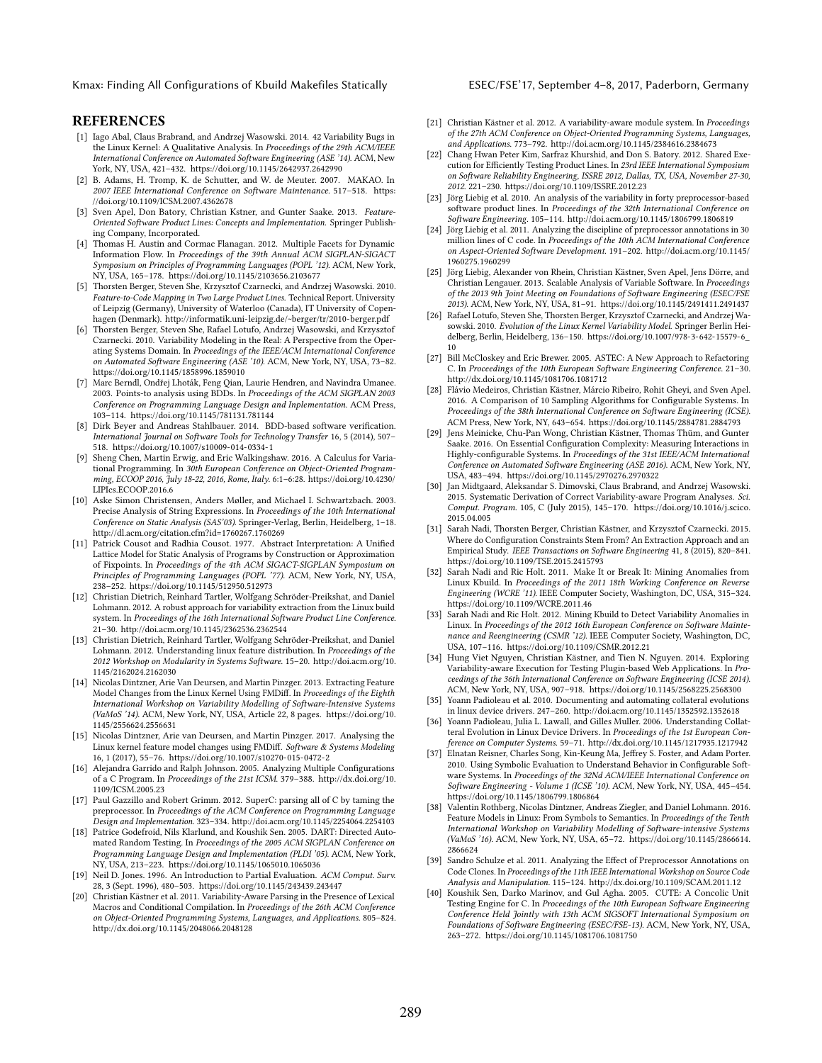## REFERENCES

[1] Iago Abal, Claus Brabrand, and Andrzej Wasowski. 2014. 42 Variability Bugs in the Linux Kernel: A Qualitative Analysis. In *Proceedings of the 29th ACM/IEEE International Conference on Automated Software Engineering (ASE '14)*. ACM, New York, NY, USA, 421–432. https://doi.org/10.1145/2642937.2642990

[2] B. Adams, H. Tromp, K. de Schutter, and W. de Meuter. 2007. MAKAO. In *2007 IEEE International Conference on Software Maintenance*. 517–518. https://doi.org/10.1109/ICSM.2007.4362678

[3] Sven Apel, Don Batory, Christian Kstner, and Gunter Saake. 2013. *Feature-Oriented Software Product Lines: Concepts and Implementation.* Springer Publishing Company, Incorporated.

[4] Thomas H. Austin and Cormac Flanagan. 2012. Multiple Facets for Dynamic Information Flow. In *Proceedings of the 39th Annual ACM SIGPLAN-SIGACT Symposium on Principles of Programming Languages (POPL '12)*. ACM, New York, NY, USA, 165–178. https://doi.org/10.1145/2103656.2103677

[5] Thorsten Berger, Steven She, Krzysztof Czarnecki, and Andrzej Wasowski. 2010. *Feature-to-Code Mapping in Two Large Product Lines.* Technical Report. University of Leipzig (Germany), University of Waterloo (Canada), IT University of Copenhagen (Denmark). http://informatik.uni-leipzig.de/~berger/tr/2010-berger.pdf

[6] Thorsten Berger, Steven She, Rafael Lotufo, Andrzej Wasowski, and Krzysztof Czarnecki. 2010. Variability Modeling in the Real: A Perspective from the Operating Systems Domain. In *Proceedings of the IEEE/ACM International Conference on Automated Software Engineering (ASE '10)*. ACM, New York, NY, USA, 73–82. https://doi.org/10.1145/1858996.1859010

[7] Marc Berndl, Ondřej Lhoták, Feng Qian, Laurie Hendren, and Navindra Umanee. 2003. Points-to analysis using BDDs. In *Proceedings of the ACM SIGPLAN 2003 Conference on Programming Language Design and Implementation*. ACM Press, 103–114. https://doi.org/10.1145/781131.781144

[8] Dirk Beyer and Andreas Stahlbauer. 2014. BDD-based software verification. *International Journal on Software Tools for Technology Transfer* 16, 5 (2014), 507–518. https://doi.org/10.1007/s10009-014-0334-1

[9] Sheng Chen, Martin Erwig, and Eric Walkingshaw. 2016. A Calculus for Variational Programming. In *30th European Conference on Object-Oriented Programming, ECOOP 2016, July 18-22, 2016, Rome, Italy.* 6:1–6:28. https://doi.org/10.4230/LIPIcs.ECOOP.2016.6

[10] Aske Simon Christensen, Anders Møller, and Michael I. Schwartzbach. 2003. Precise Analysis of String Expressions. In *Proceedings of the 10th International Conference on Static Analysis (SAS'03)*. Springer-Verlag, Berlin, Heidelberg, 1–18. http://dl.acm.org/citation.cfm?id=1760267.1760269

[11] Patrick Cousot and Radhia Cousot. 1977. Abstract Interpretation: A Unified Lattice Model for Static Analysis of Programs by Construction or Approximation of Fixpoints. In *Proceedings of the 4th ACM SIGACT-SIGPLAN Symposium on Principles of Programming Languages (POPL '77)*. ACM, New York, NY, USA, 238–252. https://doi.org/10.1145/512950.512973

[12] Christian Dietrich, Reinhard Tartler, Wolfgang Schröder-Preikshat, and Daniel Lohmann. 2012. A robust approach for variability extraction from the Linux build system. In *Proceedings of the 16th International Software Product Line Conference.* 21–30. http://doi.acm.org/10.1145/2362536.2362544

[13] Christian Dietrich, Reinhard Tartler, Wolfgang Schröder-Preikshat, and Daniel Lohmann. 2012. Understanding linux feature distribution. In *Proceedings of the 2012 Workshop on Modularity in Systems Software.* 15–20. http://doi.acm.org/10.1145/2162024.2162030

[14] Nicolas Dintzner, Arie Van Deursen, and Martin Pinzger. 2013. Extracting Feature Model Changes from the Linux Kernel Using FMDiff. In *Proceedings of the Eighth International Workshop on Variability Modelling of Software-Intensive Systems (VaMoS '14)*. ACM, New York, NY, USA, Article 22, 8 pages. https://doi.org/10.1145/2556624.2556631

[15] Nicolas Dintzner, Arie van Deursen, and Martin Pinzger. 2017. Analysing the Linux kernel feature model changes using FMDiff. *Software & Systems Modeling* 16, 1 (2017), 55–76. https://doi.org/10.1007/s10270-015-0472-2

[16] Alejandra Garrido and Ralph Johnson. 2005. Analyzing Multiple Configurations of a C Program. In *Proceedings of the 21st ICSM.* 379–388. http://dx.doi.org/10.1109/ICSM.2005.23

[17] Paul Gazzillo and Robert Grimm. 2012. SuperC: parsing all of C by taming the preprocessor. In *Proceedings of the ACM Conference on Programming Language Design and Implementation.* 323–334. http://doi.acm.org/10.1145/2254064.2254103

[18] Patrice Godefroid, Nils Klarlund, and Koushik Sen. 2005. DART: Directed Automated Random Testing. In *Proceedings of the 2005 ACM SIGPLAN Conference on Programming Language Design and Implementation (PLDI '05)*. ACM, New York, NY, USA, 213–223. https://doi.org/10.1145/1065010.1065036

[19] Neil D. Jones. 1996. An Introduction to Partial Evaluation. *ACM Comput. Surv.* 28, 3 (Sept. 1996), 480–503. https://doi.org/10.1145/243439.243447

[20] Christian Kästner et al. 2011. Variability-Aware Parsing in the Presence of Lexical Macros and Conditional Compilation. In *Proceedings of the 26th ACM Conference on Object-Oriented Programming Systems, Languages, and Applications.* 805–824. http://dx.doi.org/10.1145/2048066.2048128

[21] Christian Kästner et al. 2012. A variability-aware module system. In *Proceedings of the 27th ACM Conference on Object-Oriented Programming Systems, Languages, and Applications.* 773–792. http://doi.acm.org/10.1145/2384616.2384673

[22] Chang Hwan Peter Kim, Sarfraz Khurshid, and Don S. Batory. 2012. Shared Execution for Efficiently Testing Product Lines. In *23rd IEEE International Symposium on Software Reliability Engineering, ISSRE 2012, Dallas, TX, USA, November 27-30, 2012.* 221–230. https://doi.org/10.1109/ISSRE.2012.23

[23] Jörg Liebig et al. 2010. An analysis of the variability in forty preprocessor-based software product lines. In *Proceedings of the 32th International Conference on Software Engineering.* 105–114. http://doi.acm.org/10.1145/1806799.1806819

[24] Jörg Liebig et al. 2011. Analyzing the discipline of preprocessor annotations in 30 million lines of C code. In *Proceedings of the 10th ACM International Conference on Aspect-Oriented Software Development.* 191–202. http://doi.acm.org/10.1145/1960275.1960299

[25] Jörg Liebig, Alexander von Rhein, Christian Kästner, Sven Apel, Jens Dörre, and Christian Lengauer. 2013. Scalable Analysis of Variable Software. In *Proceedings of the 2013 9th Joint Meeting on Foundations of Software Engineering (ESEC/FSE 2013)*. ACM, New York, NY, USA, 81–91. https://doi.org/10.1145/2491411.2491437

[26] Rafael Lotufo, Steven She, Thorsten Berger, Krzysztof Czarnecki, and Andrzej Wasowski. 2010. *Evolution of the Linux Kernel Variability Model.* Springer Berlin Heidelberg, Berlin, Heidelberg, 136–150. https://doi.org/10.1007/978-3-642-15579-6_10

[27] Bill McCloskey and Eric Brewer. 2005. ASTEC: A New Approach to Refactoring C. In *Proceedings of the 10th European Software Engineering Conference.* 21–30. http://dx.doi.org/10.1145/1081706.1081712

[28] Flávio Medeiros, Christian Kästner, Márcio Ribeiro, Rohit Gheyi, and Sven Apel. 2016. A Comparison of 10 Sampling Algorithms for Configurable Systems. In *Proceedings of the 38th International Conference on Software Engineering (ICSE)*. ACM Press, New York, NY, 643–654. https://doi.org/10.1145/2884781.2884793

[29] Jens Meinicke, Chu-Pan Wong, Christian Kästner, Thomas Thüm, and Gunter Saake. 2016. On Essential Configuration Complexity: Measuring Interactions in Highly-configurable Systems. In *Proceedings of the 31st IEEE/ACM International Conference on Automated Software Engineering (ASE 2016)*. ACM, New York, NY, USA, 483–494. https://doi.org/10.1145/2970276.2970322

[30] Jan Midtgaard, Aleksandar S. Dimovski, Claus Brabrand, and Andrzej Wasowski. 2015. Systematic Derivation of Correct Variability-aware Program Analyses. *Sci. Comput. Program.* 105, C (July 2015), 145–170. https://doi.org/10.1016/j.scico.2015.04.005

[31] Sarah Nadi, Thorsten Berger, Christian Kästner, and Krzysztof Czarnecki. 2015. Where do Configuration Constraints Stem From? An Extraction Approach and an Empirical Study. *IEEE Transactions on Software Engineering* 41, 8 (2015), 820–841. https://doi.org/10.1109/TSE.2015.2415793

[32] Sarah Nadi and Ric Holt. 2011. Make It or Break It: Mining Anomalies from Linux Kbuild. In *Proceedings of the 2011 18th Working Conference on Reverse Engineering (WCRE '11)*. IEEE Computer Society, Washington, DC, USA, 315–324. https://doi.org/10.1109/WCRE.2011.46

[33] Sarah Nadi and Ric Holt. 2012. Mining Kbuild to Detect Variability Anomalies in Linux. In *Proceedings of the 2012 16th European Conference on Software Maintenance and Reengineering (CSMR '12)*. IEEE Computer Society, Washington, DC, USA, 107–116. https://doi.org/10.1109/CSMR.2012.21

[34] Hung Viet Nguyen, Christian Kästner, and Tien N. Nguyen. 2014. Exploring Variability-aware Execution for Testing Plugin-based Web Applications. In *Proceedings of the 36th International Conference on Software Engineering (ICSE 2014)*. ACM, New York, NY, USA, 907–918. https://doi.org/10.1145/2568225.2568300

[35] Yoann Padioleau et al. 2010. Documenting and automating collateral evolutions in linux device drivers. 247–260. http://doi.acm.org/10.1145/1352592.1352618

[36] Yoann Padioleau, Julia L. Lawall, and Gilles Muller. 2006. Understanding Collateral Evolution in Linux Device Drivers. In *Proceedings of the 1st European Conference on Computer Systems.* 59–71. http://dx.doi.org/10.1145/1217935.1217942

[37] Elnatan Reisner, Charles Song, Kin-Keung Ma, Jeffrey S. Foster, and Adam Porter. 2010. Using Symbolic Evaluation to Understand Behavior in Configurable Software Systems. In *Proceedings of the 32Nd ACM/IEEE International Conference on Software Engineering - Volume 1 (ICSE '10)*. ACM, New York, NY, USA, 445–454. https://doi.org/10.1145/1806799.1806864

[38] Valentin Rothberg, Nicolas Dintzner, Andreas Ziegler, and Daniel Lohmann. 2016. Feature Models in Linux: From Symbols to Semantics. In *Proceedings of the Tenth International Workshop on Variability Modelling of Software-intensive Systems (VaMoS '16)*. ACM, New York, NY, USA, 65–72. https://doi.org/10.1145/2866614.2866624

[39] Sandro Schulze et al. 2011. Analyzing the Effect of Preprocessor Annotations on Code Clones. In *Proceedings of the 11th IEEE International Workshop on Source Code Analysis and Manipulation.* 115–124. http://dx.doi.org/10.1109/SCAM.2011.12

[40] Koushik Sen, Darko Marinov, and Gul Agha. 2005. CUTE: A Concolic Unit Testing Engine for C. In *Proceedings of the 10th European Software Engineering Conference Held Jointly with 13th ACM SIGSOFT International Symposium on Foundations of Software Engineering (ESEC/FSE-13)*. ACM, New York, NY, USA, 263–272. https://doi.org/10.1145/1081706.1081750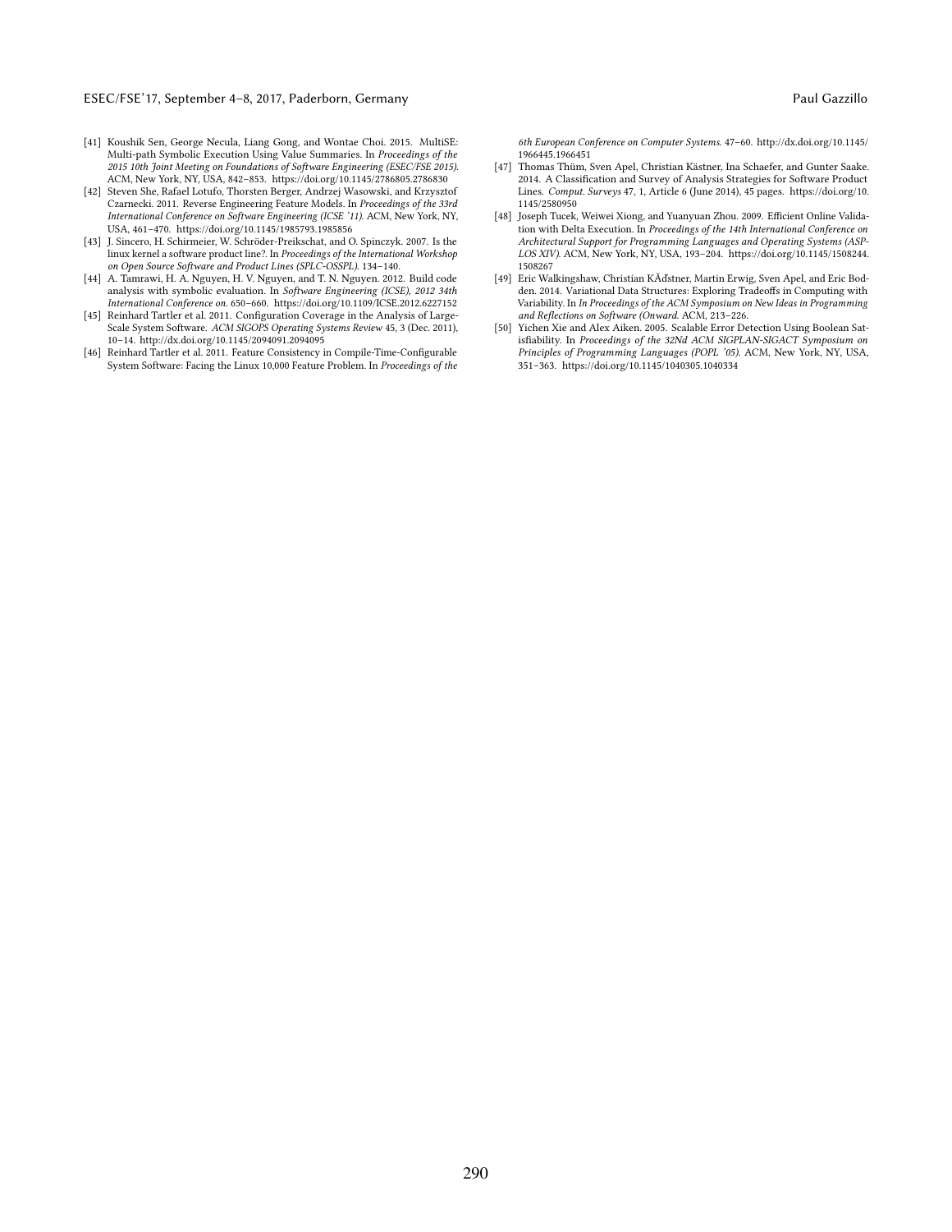[41] Koushik Sen, George Necula, Liang Gong, and Wontae Choi. 2015. MultiSE: Multi-path Symbolic Execution Using Value Summaries. In *Proceedings of the 2015 10th Joint Meeting on Foundations of Software Engineering (ESEC/FSE 2015)*. ACM, New York, NY, USA, 842–853. https://doi.org/10.1145/2786805.2786830

[42] Steven She, Rafael Lotufo, Thorsten Berger, Andrzej Wasowski, and Krzysztof Czarnecki. 2011. Reverse Engineering Feature Models. In *Proceedings of the 33rd International Conference on Software Engineering (ICSE '11)*. ACM, New York, NY, USA, 461–470. https://doi.org/10.1145/1985793.1985856

[43] J. Sincero, H. Schirmeier, W. Schröder-Preikschat, and O. Spinczyk. 2007. Is the linux kernel a software product line?. In *Proceedings of the International Workshop on Open Source Software and Product Lines (SPLC-OSSPL)*. 134–140.

[44] A. Tamrawi, H. A. Nguyen, H. V. Nguyen, and T. N. Nguyen. 2012. Build code analysis with symbolic evaluation. In *Software Engineering (ICSE), 2012 34th International Conference on*. 650–660. https://doi.org/10.1109/ICSE.2012.6227152

[45] Reinhard Tartler et al. 2011. Configuration Coverage in the Analysis of Large-Scale System Software. *ACM SIGOPS Operating Systems Review* 45, 3 (Dec. 2011), 10–14. http://dx.doi.org/10.1145/2094091.2094095

[46] Reinhard Tartler et al. 2011. Feature Consistency in Compile-Time-Configurable System Software: Facing the Linux 10,000 Feature Problem. In *Proceedings of the 6th European Conference on Computer Systems*. 47–60. http://dx.doi.org/10.1145/1966445.1966451

[47] Thomas Thüm, Sven Apel, Christian Kästner, Ina Schaefer, and Gunter Saake. 2014. A Classification and Survey of Analysis Strategies for Software Product Lines. *Comput. Surveys* 47, 1, Article 6 (June 2014), 45 pages. https://doi.org/10.1145/2580950

[48] Joseph Tucek, Weiwei Xiong, and Yuanyuan Zhou. 2009. Efficient Online Validation with Delta Execution. In *Proceedings of the 14th International Conference on Architectural Support for Programming Languages and Operating Systems (ASPLOS XIV)*. ACM, New York, NY, USA, 193–204. https://doi.org/10.1145/1508244.1508267

[49] Eric Walkingshaw, Christian KĂďstner, Martin Erwig, Sven Apel, and Eric Bodden. 2014. Variational Data Structures: Exploring Tradeoffs in Computing with Variability. In *In Proceedings of the ACM Symposium on New Ideas in Programming and Reflections on Software (Onward*. ACM, 213–226.

[50] Yichen Xie and Alex Aiken. 2005. Scalable Error Detection Using Boolean Satisfiability. In *Proceedings of the 32Nd ACM SIGPLAN-SIGACT Symposium on Principles of Programming Languages (POPL '05)*. ACM, New York, NY, USA, 351–363. https://doi.org/10.1145/1040305.1040334